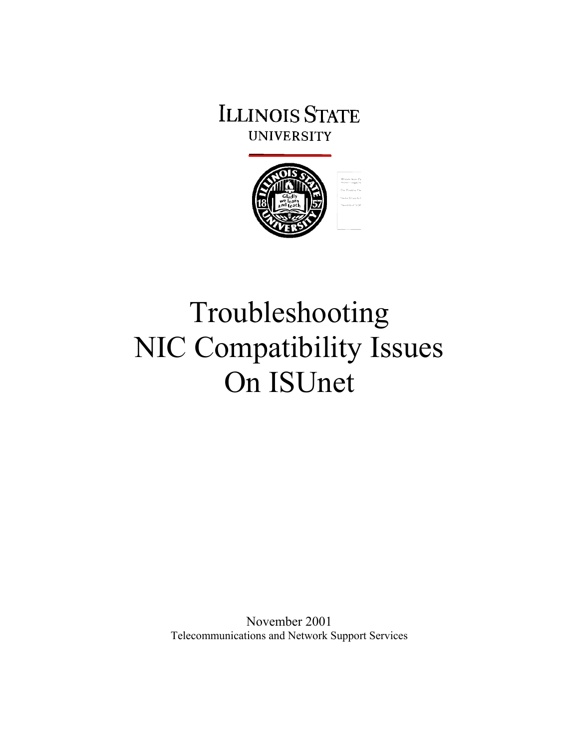ILLINOIS STATE
UNIVERSITY

# Troubleshooting NIC Compatibility Issues On ISUnet

November 2001
Telecommunications and Network Support Services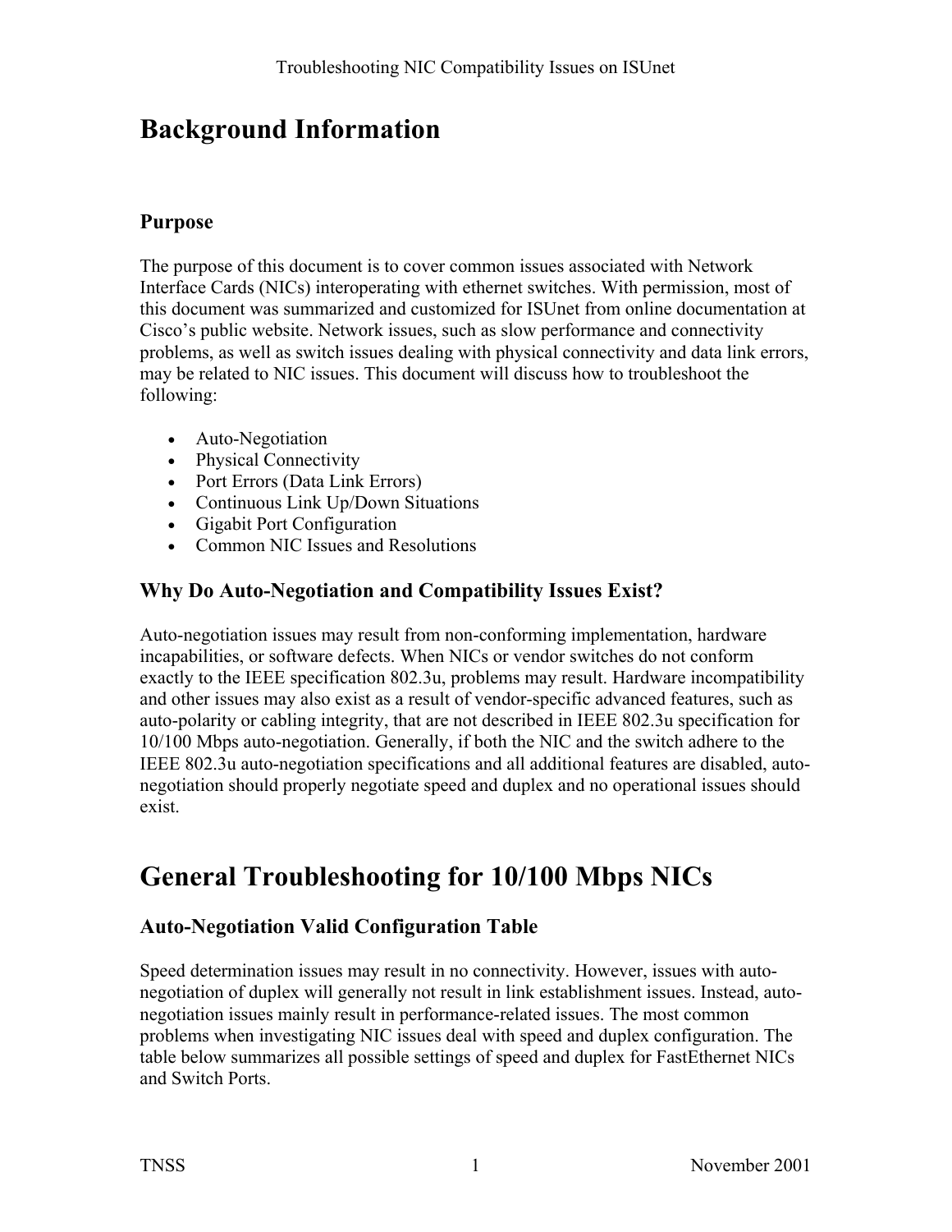# Background Information

## Purpose

The purpose of this document is to cover common issues associated with Network Interface Cards (NICs) interoperating with ethernet switches. With permission, most of this document was summarized and customized for ISUnet from online documentation at Cisco's public website. Network issues, such as slow performance and connectivity problems, as well as switch issues dealing with physical connectivity and data link errors, may be related to NIC issues. This document will discuss how to troubleshoot the following:

- Auto-Negotiation
- Physical Connectivity
- Port Errors (Data Link Errors)
- Continuous Link Up/Down Situations
- Gigabit Port Configuration
- Common NIC Issues and Resolutions

## Why Do Auto-Negotiation and Compatibility Issues Exist?

Auto-negotiation issues may result from non-conforming implementation, hardware incapabilities, or software defects. When NICs or vendor switches do not conform exactly to the IEEE specification 802.3u, problems may result. Hardware incompatibility and other issues may also exist as a result of vendor-specific advanced features, such as auto-polarity or cabling integrity, that are not described in IEEE 802.3u specification for 10/100 Mbps auto-negotiation. Generally, if both the NIC and the switch adhere to the IEEE 802.3u auto-negotiation specifications and all additional features are disabled, auto-negotiation should properly negotiate speed and duplex and no operational issues should exist.

# General Troubleshooting for 10/100 Mbps NICs

## Auto-Negotiation Valid Configuration Table

Speed determination issues may result in no connectivity. However, issues with auto-negotiation of duplex will generally not result in link establishment issues. Instead, auto-negotiation issues mainly result in performance-related issues. The most common problems when investigating NIC issues deal with speed and duplex configuration. The table below summarizes all possible settings of speed and duplex for FastEthernet NICs and Switch Ports.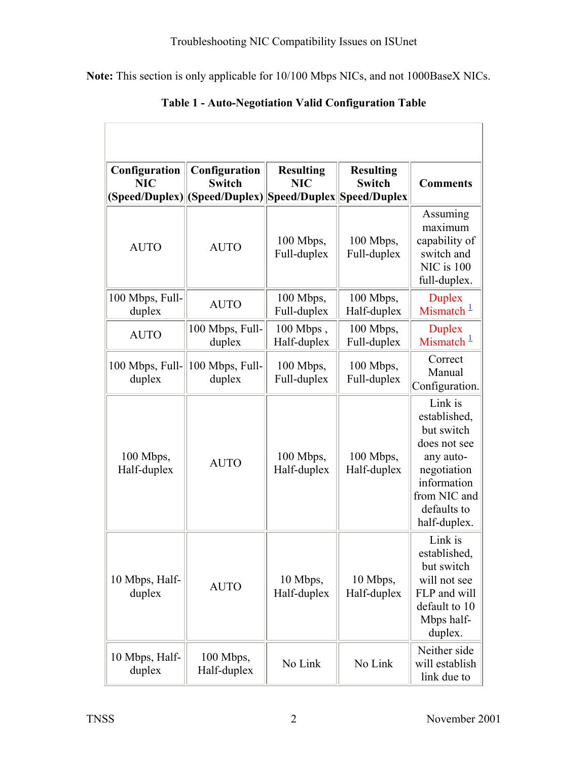**Note:** This section is only applicable for 10/100 Mbps NICs, and not 1000BaseX NICs.

**Table 1 - Auto-Negotiation Valid Configuration Table**

| Configuration NIC (Speed/Duplex) | Configuration Switch (Speed/Duplex) | Resulting NIC Speed/Duplex | Resulting Switch Speed/Duplex | Comments |
|---|---|---|---|---|
| AUTO | AUTO | 100 Mbps, Full-duplex | 100 Mbps, Full-duplex | Assuming maximum capability of switch and NIC is 100 full-duplex. |
| 100 Mbps, Full-duplex | AUTO | 100 Mbps, Full-duplex | 100 Mbps, Half-duplex | Duplex Mismatch [1] |
| AUTO | 100 Mbps, Full-duplex | 100 Mbps , Half-duplex | 100 Mbps, Full-duplex | Duplex Mismatch [1] |
| 100 Mbps, Full-duplex | 100 Mbps, Full-duplex | 100 Mbps, Full-duplex | 100 Mbps, Full-duplex | Correct Manual Configuration. |
| 100 Mbps, Half-duplex | AUTO | 100 Mbps, Half-duplex | 100 Mbps, Half-duplex | Link is established, but switch does not see any auto-negotiation information from NIC and defaults to half-duplex. |
| 10 Mbps, Half-duplex | AUTO | 10 Mbps, Half-duplex | 10 Mbps, Half-duplex | Link is established, but switch will not see FLP and will default to 10 Mbps half-duplex. |
| 10 Mbps, Half-duplex | 100 Mbps, Half-duplex | No Link | No Link | Neither side will establish link due to |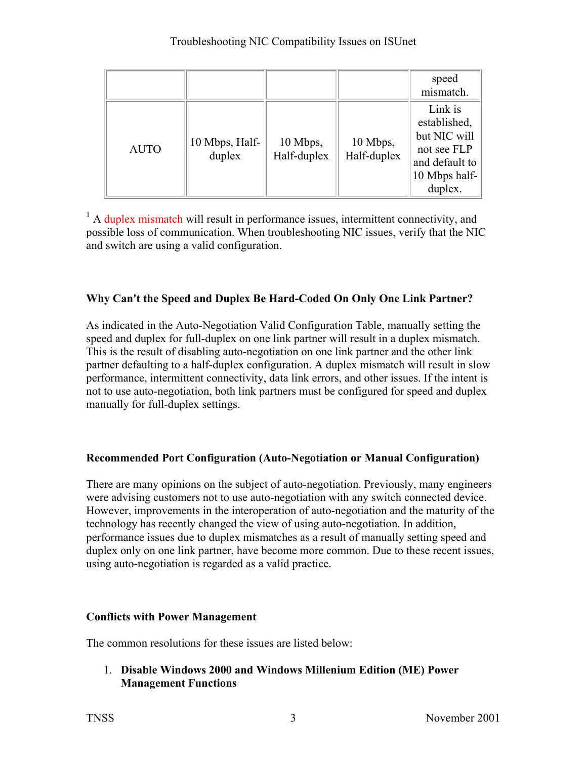| | | | | speed mismatch. |
|---|---|---|---|---|
| AUTO | 10 Mbps, Half-duplex | 10 Mbps, Half-duplex | 10 Mbps, Half-duplex | Link is established, but NIC will not see FLP and default to 10 Mbps half-duplex. |

[1] A duplex mismatch will result in performance issues, intermittent connectivity, and possible loss of communication. When troubleshooting NIC issues, verify that the NIC and switch are using a valid configuration.

**Why Can't the Speed and Duplex Be Hard-Coded On Only One Link Partner?**

As indicated in the Auto-Negotiation Valid Configuration Table, manually setting the speed and duplex for full-duplex on one link partner will result in a duplex mismatch. This is the result of disabling auto-negotiation on one link partner and the other link partner defaulting to a half-duplex configuration. A duplex mismatch will result in slow performance, intermittent connectivity, data link errors, and other issues. If the intent is not to use auto-negotiation, both link partners must be configured for speed and duplex manually for full-duplex settings.

**Recommended Port Configuration (Auto-Negotiation or Manual Configuration)**

There are many opinions on the subject of auto-negotiation. Previously, many engineers were advising customers not to use auto-negotiation with any switch connected device. However, improvements in the interoperation of auto-negotiation and the maturity of the technology has recently changed the view of using auto-negotiation. In addition, performance issues due to duplex mismatches as a result of manually setting speed and duplex only on one link partner, have become more common. Due to these recent issues, using auto-negotiation is regarded as a valid practice.

**Conflicts with Power Management**

The common resolutions for these issues are listed below:

1. **Disable Windows 2000 and Windows Millenium Edition (ME) Power Management Functions**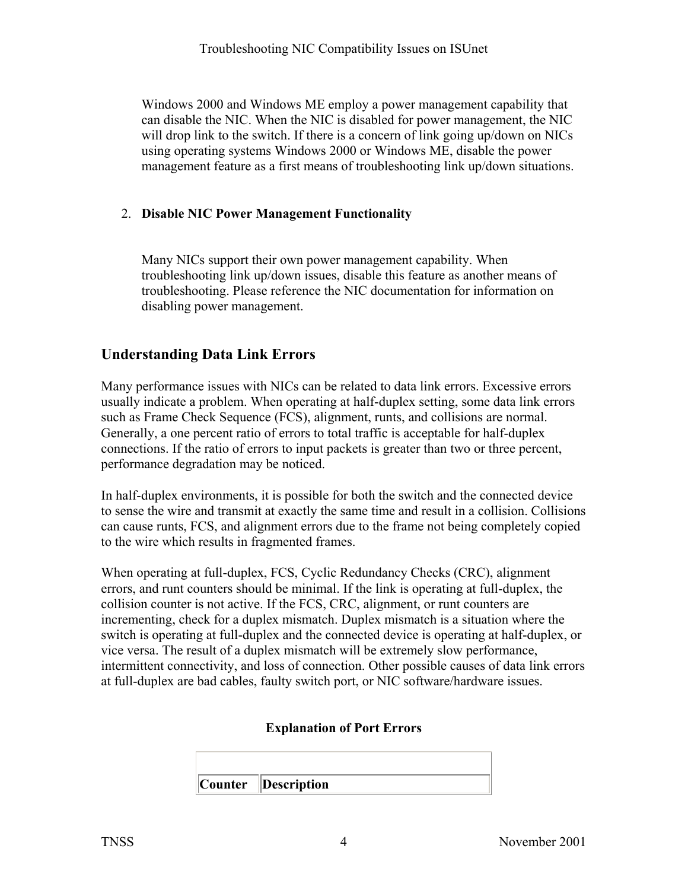Windows 2000 and Windows ME employ a power management capability that can disable the NIC. When the NIC is disabled for power management, the NIC will drop link to the switch. If there is a concern of link going up/down on NICs using operating systems Windows 2000 or Windows ME, disable the power management feature as a first means of troubleshooting link up/down situations.

2. **Disable NIC Power Management Functionality**

   Many NICs support their own power management capability. When troubleshooting link up/down issues, disable this feature as another means of troubleshooting. Please reference the NIC documentation for information on disabling power management.

## Understanding Data Link Errors

Many performance issues with NICs can be related to data link errors. Excessive errors usually indicate a problem. When operating at half-duplex setting, some data link errors such as Frame Check Sequence (FCS), alignment, runts, and collisions are normal. Generally, a one percent ratio of errors to total traffic is acceptable for half-duplex connections. If the ratio of errors to input packets is greater than two or three percent, performance degradation may be noticed.

In half-duplex environments, it is possible for both the switch and the connected device to sense the wire and transmit at exactly the same time and result in a collision. Collisions can cause runts, FCS, and alignment errors due to the frame not being completely copied to the wire which results in fragmented frames.

When operating at full-duplex, FCS, Cyclic Redundancy Checks (CRC), alignment errors, and runt counters should be minimal. If the link is operating at full-duplex, the collision counter is not active. If the FCS, CRC, alignment, or runt counters are incrementing, check for a duplex mismatch. Duplex mismatch is a situation where the switch is operating at full-duplex and the connected device is operating at half-duplex, or vice versa. The result of a duplex mismatch will be extremely slow performance, intermittent connectivity, and loss of connection. Other possible causes of data link errors at full-duplex are bad cables, faulty switch port, or NIC software/hardware issues.

**Explanation of Port Errors**

| Counter | Description |
|---|---|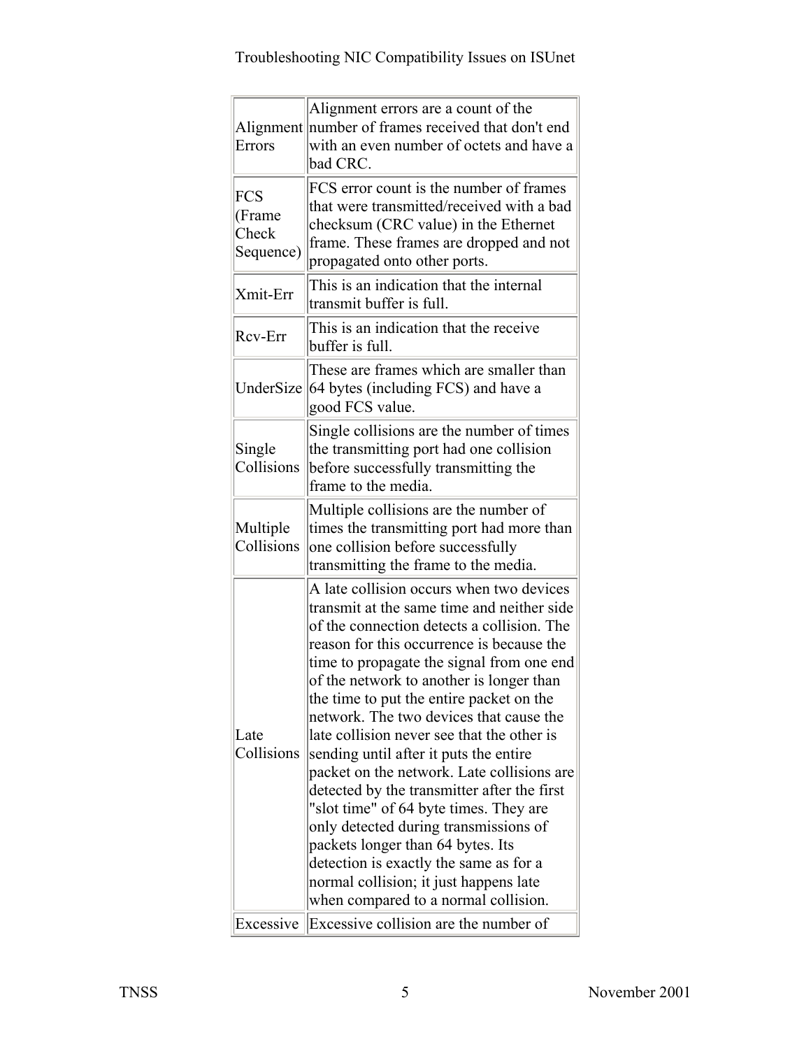| | |
|---|---|
| Alignment Errors | Alignment errors are a count of the number of frames received that don't end with an even number of octets and have a bad CRC. |
| FCS (Frame Check Sequence) | FCS error count is the number of frames that were transmitted/received with a bad checksum (CRC value) in the Ethernet frame. These frames are dropped and not propagated onto other ports. |
| Xmit-Err | This is an indication that the internal transmit buffer is full. |
| Rcv-Err | This is an indication that the receive buffer is full. |
| UnderSize | These are frames which are smaller than 64 bytes (including FCS) and have a good FCS value. |
| Single Collisions | Single collisions are the number of times the transmitting port had one collision before successfully transmitting the frame to the media. |
| Multiple Collisions | Multiple collisions are the number of times the transmitting port had more than one collision before successfully transmitting the frame to the media. |
| Late Collisions | A late collision occurs when two devices transmit at the same time and neither side of the connection detects a collision. The reason for this occurrence is because the time to propagate the signal from one end of the network to another is longer than the time to put the entire packet on the network. The two devices that cause the late collision never see that the other is sending until after it puts the entire packet on the network. Late collisions are detected by the transmitter after the first "slot time" of 64 byte times. They are only detected during transmissions of packets longer than 64 bytes. Its detection is exactly the same as for a normal collision; it just happens late when compared to a normal collision. |
| Excessive | Excessive collision are the number of |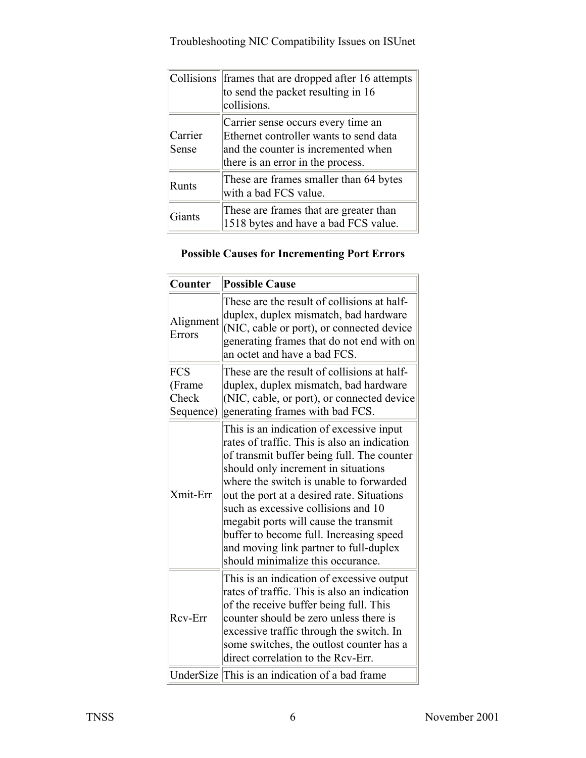| | |
|---|---|
| Collisions | frames that are dropped after 16 attempts to send the packet resulting in 16 collisions. |
| Carrier Sense | Carrier sense occurs every time an Ethernet controller wants to send data and the counter is incremented when there is an error in the process. |
| Runts | These are frames smaller than 64 bytes with a bad FCS value. |
| Giants | These are frames that are greater than 1518 bytes and have a bad FCS value. |

**Possible Causes for Incrementing Port Errors**

| Counter | Possible Cause |
|---|---|
| Alignment Errors | These are the result of collisions at half-duplex, duplex mismatch, bad hardware (NIC, cable or port), or connected device generating frames that do not end with on an octet and have a bad FCS. |
| FCS (Frame Check Sequence) | These are the result of collisions at half-duplex, duplex mismatch, bad hardware (NIC, cable, or port), or connected device generating frames with bad FCS. |
| Xmit-Err | This is an indication of excessive input rates of traffic. This is also an indication of transmit buffer being full. The counter should only increment in situations where the switch is unable to forwarded out the port at a desired rate. Situations such as excessive collisions and 10 megabit ports will cause the transmit buffer to become full. Increasing speed and moving link partner to full-duplex should minimalize this occurance. |
| Rcv-Err | This is an indication of excessive output rates of traffic. This is also an indication of the receive buffer being full. This counter should be zero unless there is excessive traffic through the switch. In some switches, the outlost counter has a direct correlation to the Rcv-Err. |
| UnderSize | This is an indication of a bad frame |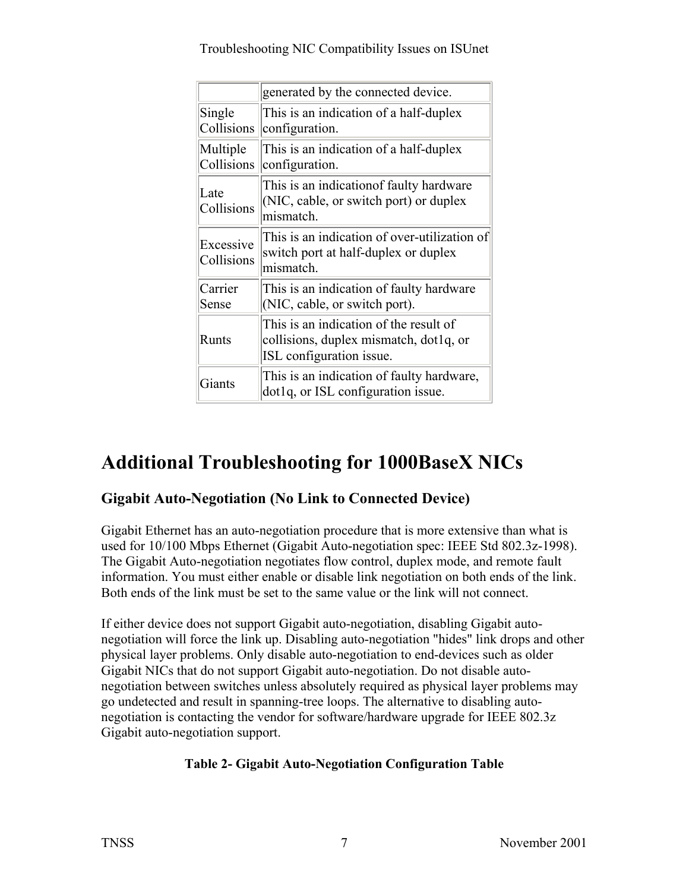| | |
|---|---|
| | generated by the connected device. |
| Single Collisions | This is an indication of a half-duplex configuration. |
| Multiple Collisions | This is an indication of a half-duplex configuration. |
| Late Collisions | This is an indicationof faulty hardware (NIC, cable, or switch port) or duplex mismatch. |
| Excessive Collisions | This is an indication of over-utilization of switch port at half-duplex or duplex mismatch. |
| Carrier Sense | This is an indication of faulty hardware (NIC, cable, or switch port). |
| Runts | This is an indication of the result of collisions, duplex mismatch, dot1q, or ISL configuration issue. |
| Giants | This is an indication of faulty hardware, dot1q, or ISL configuration issue. |

# Additional Troubleshooting for 1000BaseX NICs

## Gigabit Auto-Negotiation (No Link to Connected Device)

Gigabit Ethernet has an auto-negotiation procedure that is more extensive than what is used for 10/100 Mbps Ethernet (Gigabit Auto-negotiation spec: IEEE Std 802.3z-1998). The Gigabit Auto-negotiation negotiates flow control, duplex mode, and remote fault information. You must either enable or disable link negotiation on both ends of the link. Both ends of the link must be set to the same value or the link will not connect.

If either device does not support Gigabit auto-negotiation, disabling Gigabit auto-negotiation will force the link up. Disabling auto-negotiation "hides" link drops and other physical layer problems. Only disable auto-negotiation to end-devices such as older Gigabit NICs that do not support Gigabit auto-negotiation. Do not disable auto-negotiation between switches unless absolutely required as physical layer problems may go undetected and result in spanning-tree loops. The alternative to disabling auto-negotiation is contacting the vendor for software/hardware upgrade for IEEE 802.3z Gigabit auto-negotiation support.

**Table 2- Gigabit Auto-Negotiation Configuration Table**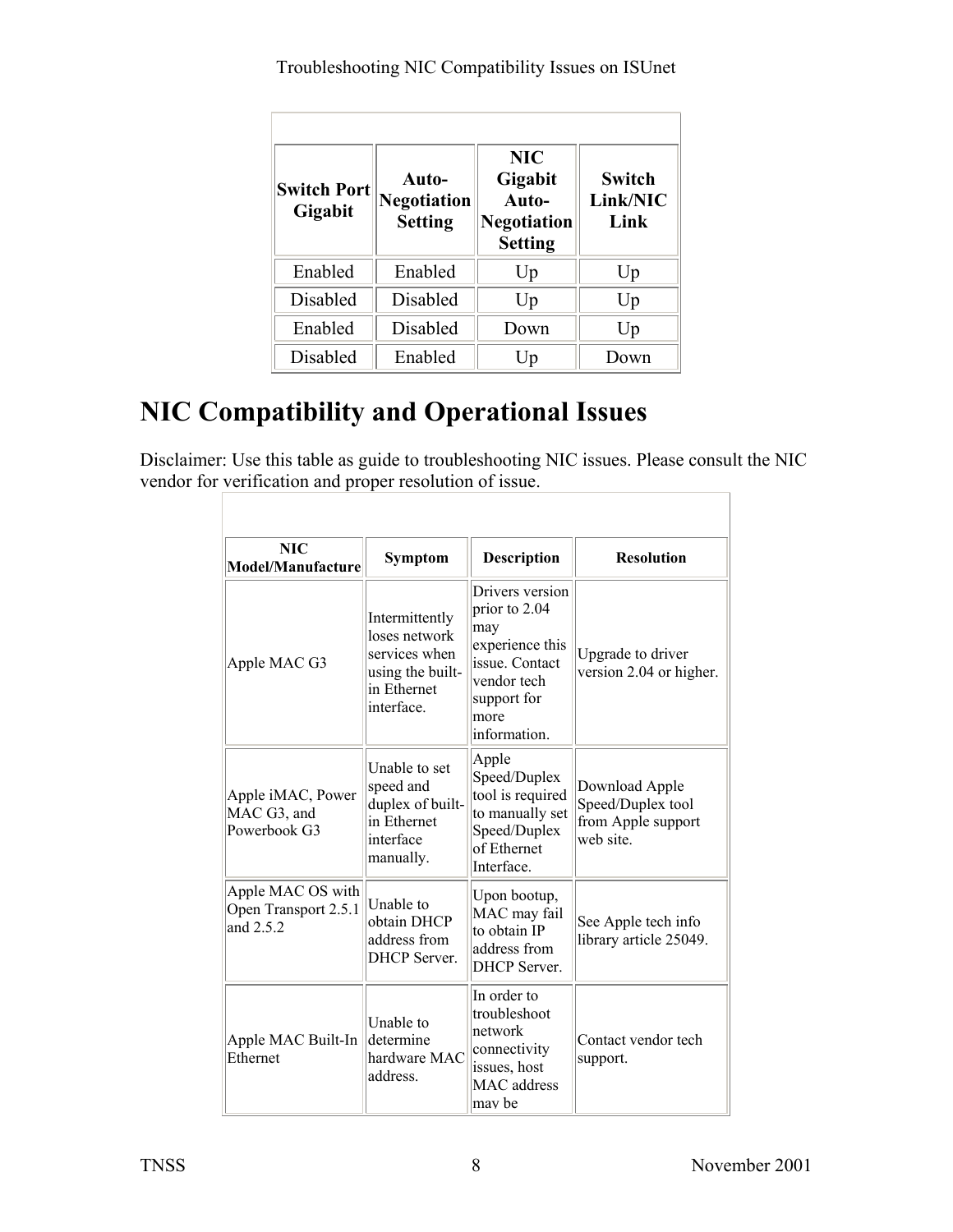| Switch Port Gigabit | Auto-Negotiation Setting | NIC Gigabit Auto-Negotiation Setting | Switch Link/NIC Link |
|---|---|---|---|
| Enabled | Enabled | Up | Up |
| Disabled | Disabled | Up | Up |
| Enabled | Disabled | Down | Up |
| Disabled | Enabled | Up | Down |

# NIC Compatibility and Operational Issues

Disclaimer: Use this table as guide to troubleshooting NIC issues. Please consult the NIC vendor for verification and proper resolution of issue.

| NIC Model/Manufacture | Symptom | Description | Resolution |
|---|---|---|---|
| Apple MAC G3 | Intermittently loses network services when using the built-in Ethernet interface. | Drivers version prior to 2.04 may experience this issue. Contact vendor tech support for more information. | Upgrade to driver version 2.04 or higher. |
| Apple iMAC, Power MAC G3, and Powerbook G3 | Unable to set speed and duplex of built-in Ethernet interface manually. | Apple Speed/Duplex tool is required to manually set Speed/Duplex of Ethernet Interface. | Download Apple Speed/Duplex tool from Apple support web site. |
| Apple MAC OS with Open Transport 2.5.1 and 2.5.2 | Unable to obtain DHCP address from DHCP Server. | Upon bootup, MAC may fail to obtain IP address from DHCP Server. | See Apple tech info library article 25049. |
| Apple MAC Built-In Ethernet | Unable to determine hardware MAC address. | In order to troubleshoot network connectivity issues, host MAC address may be | Contact vendor tech support. |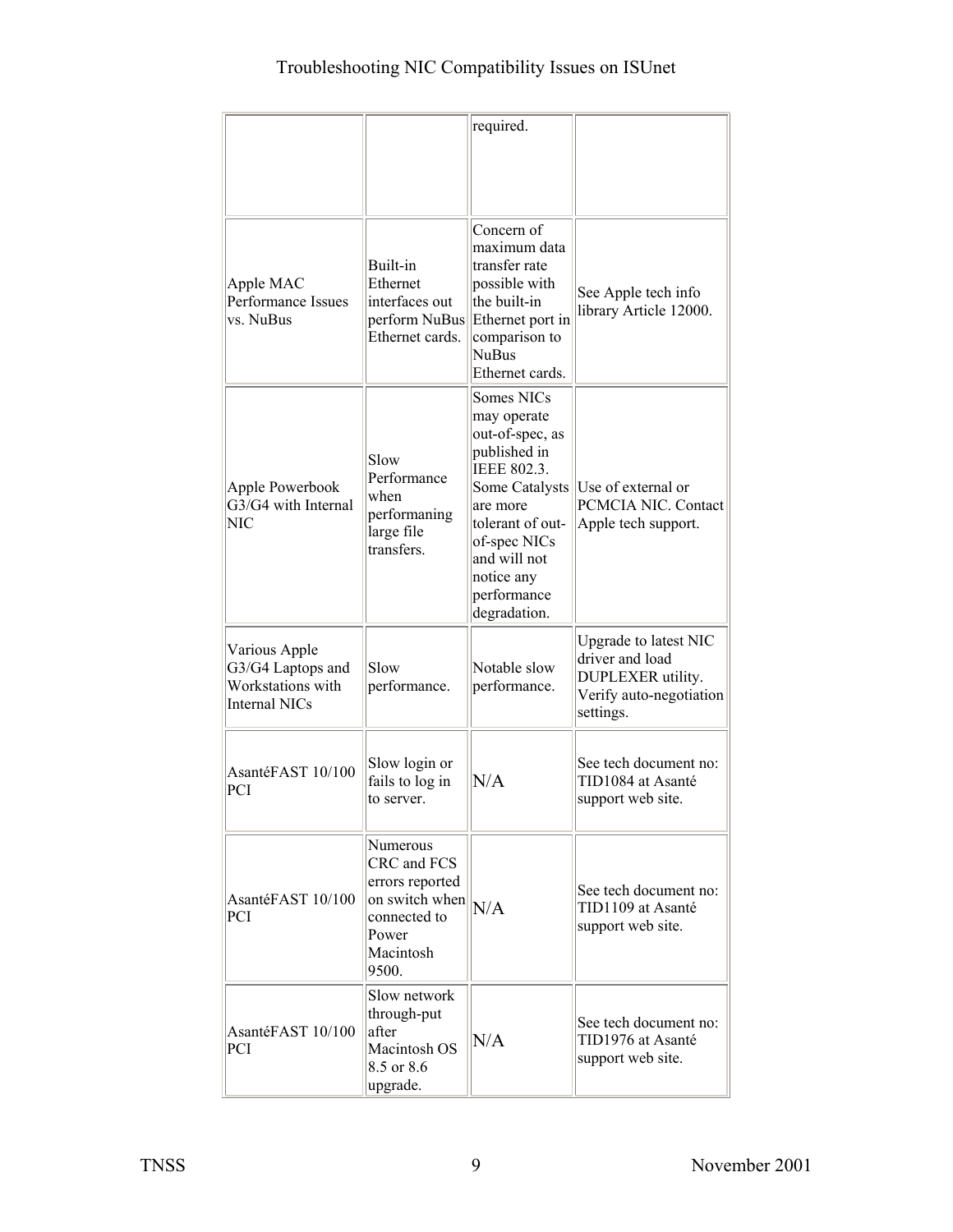| | | required. | |
|---|---|---|---|
| Apple MAC Performance Issues vs. NuBus | Built-in Ethernet interfaces out perform NuBus Ethernet cards. | Concern of maximum data transfer rate possible with the built-in Ethernet port in comparison to NuBus Ethernet cards. | See Apple tech info library Article 12000. |
| Apple Powerbook G3/G4 with Internal NIC | Slow Performance when performaning large file transfers. | Somes NICs may operate out-of-spec, as published in IEEE 802.3. Some Catalysts are more tolerant of out-of-spec NICs and will not notice any performance degradation. | Use of external or PCMCIA NIC. Contact Apple tech support. |
| Various Apple G3/G4 Laptops and Workstations with Internal NICs | Slow performance. | Notable slow performance. | Upgrade to latest NIC driver and load DUPLEXER utility. Verify auto-negotiation settings. |
| AsantéFAST 10/100 PCI | Slow login or fails to log in to server. | N/A | See tech document no: TID1084 at Asanté support web site. |
| AsantéFAST 10/100 PCI | Numerous CRC and FCS errors reported on switch when connected to Power Macintosh 9500. | N/A | See tech document no: TID1109 at Asanté support web site. |
| AsantéFAST 10/100 PCI | Slow network through-put after Macintosh OS 8.5 or 8.6 upgrade. | N/A | See tech document no: TID1976 at Asanté support web site. |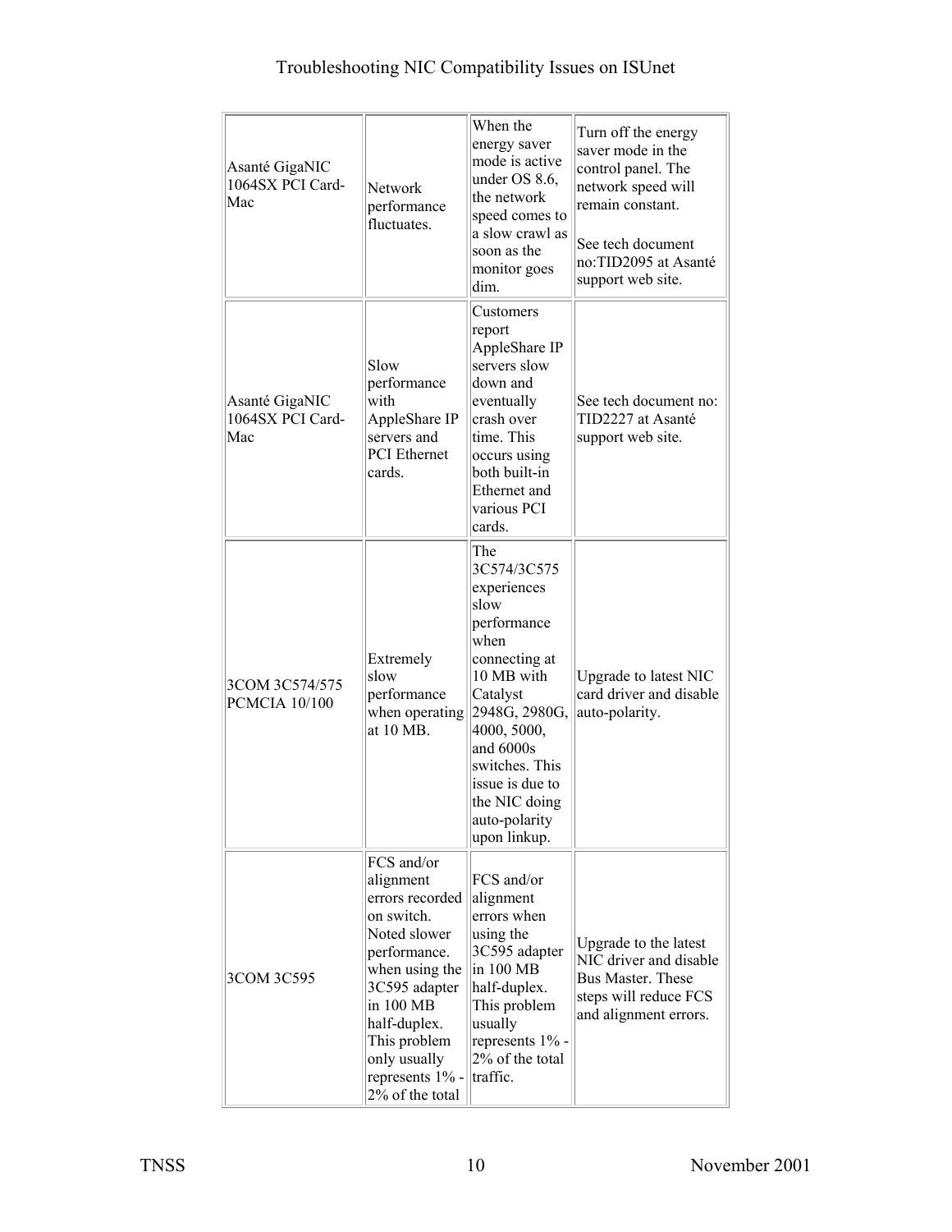| | | | |
|---|---|---|---|
| Asanté GigaNIC 1064SX PCI Card-Mac | Network performance fluctuates. | When the energy saver mode is active under OS 8.6, the network speed comes to a slow crawl as soon as the monitor goes dim. | Turn off the energy saver mode in the control panel. The network speed will remain constant.<br><br>See tech document no:TID2095 at Asanté support web site. |
| Asanté GigaNIC 1064SX PCI Card-Mac | Slow performance with AppleShare IP servers and PCI Ethernet cards. | Customers report AppleShare IP servers slow down and eventually crash over time. This occurs using both built-in Ethernet and various PCI cards. | See tech document no: TID2227 at Asanté support web site. |
| 3COM 3C574/575 PCMCIA 10/100 | Extremely slow performance when operating at 10 MB. | The 3C574/3C575 experiences slow performance when connecting at 10 MB with Catalyst 2948G, 2980G, 4000, 5000, and 6000s switches. This issue is due to the NIC doing auto-polarity upon linkup. | Upgrade to latest NIC card driver and disable auto-polarity. |
| 3COM 3C595 | FCS and/or alignment errors recorded on switch. Noted slower performance. when using the 3C595 adapter in 100 MB half-duplex. This problem only usually represents 1% - 2% of the total | FCS and/or alignment errors when using the 3C595 adapter in 100 MB half-duplex. This problem usually represents 1% - 2% of the total traffic. | Upgrade to the latest NIC driver and disable Bus Master. These steps will reduce FCS and alignment errors. |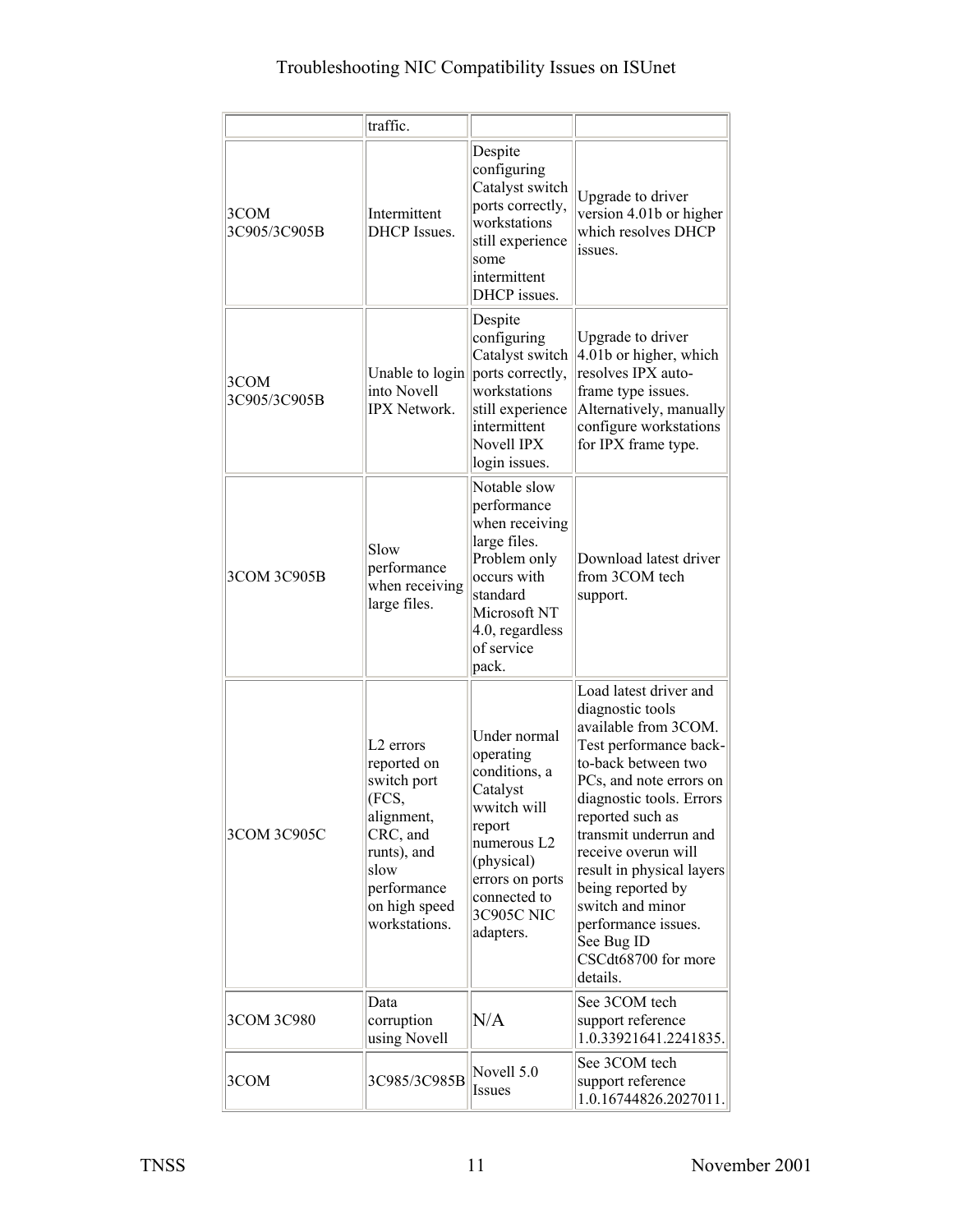| | | | |
|---|---|---|---|
| | traffic. | | |
| 3COM 3C905/3C905B | Intermittent DHCP Issues. | Despite configuring Catalyst switch ports correctly, workstations still experience some intermittent DHCP issues. | Upgrade to driver version 4.01b or higher which resolves DHCP issues. |
| 3COM 3C905/3C905B | Unable to login into Novell IPX Network. | Despite configuring Catalyst switch ports correctly, workstations still experience intermittent Novell IPX login issues. | Upgrade to driver 4.01b or higher, which resolves IPX auto-frame type issues. Alternatively, manually configure workstations for IPX frame type. |
| 3COM 3C905B | Slow performance when receiving large files. | Notable slow performance when receiving large files. Problem only occurs with standard Microsoft NT 4.0, regardless of service pack. | Download latest driver from 3COM tech support. |
| 3COM 3C905C | L2 errors reported on switch port (FCS, alignment, CRC, and runts), and slow performance on high speed workstations. | Under normal operating conditions, a Catalyst wwitch will report numerous L2 (physical) errors on ports connected to 3C905C NIC adapters. | Load latest driver and diagnostic tools available from 3COM. Test performance back-to-back between two PCs, and note errors on diagnostic tools. Errors reported such as transmit underrun and receive overun will result in physical layers being reported by switch and minor performance issues. See Bug ID CSCdt68700 for more details. |
| 3COM 3C980 | Data corruption using Novell | N/A | See 3COM tech support reference 1.0.33921641.2241835. |
| 3COM | 3C985/3C985B | Novell 5.0 Issues | See 3COM tech support reference 1.0.16744826.2027011. |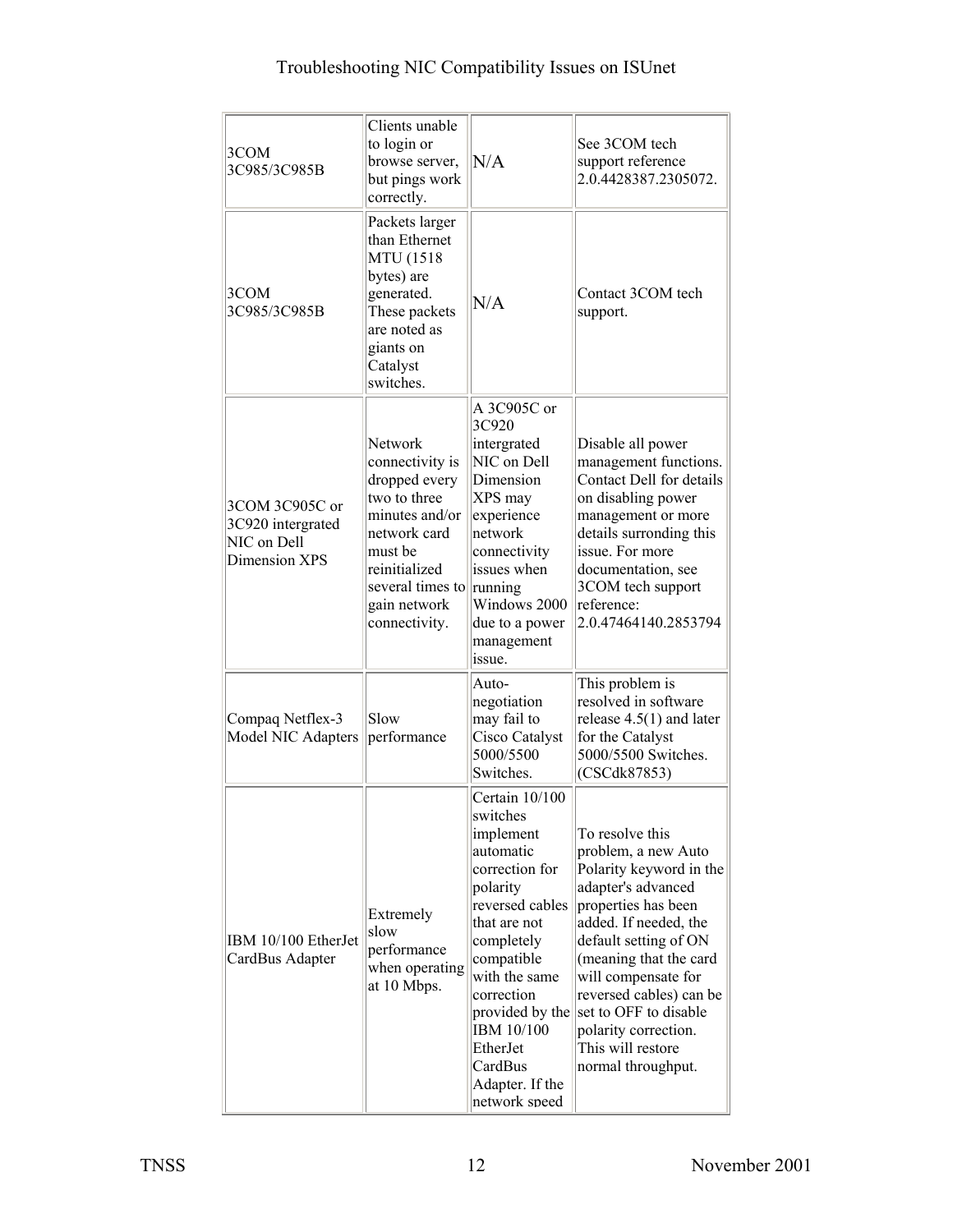| | | | |
|---|---|---|---|
| 3COM 3C985/3C985B | Clients unable to login or browse server, but pings work correctly. | N/A | See 3COM tech support reference 2.0.4428387.2305072. |
| 3COM 3C985/3C985B | Packets larger than Ethernet MTU (1518 bytes) are generated. These packets are noted as giants on Catalyst switches. | N/A | Contact 3COM tech support. |
| 3COM 3C905C or 3C920 intergrated NIC on Dell Dimension XPS | Network connectivity is dropped every two to three minutes and/or network card must be reinitialized several times to gain network connectivity. | A 3C905C or 3C920 intergrated NIC on Dell Dimension XPS may experience network connectivity issues when running Windows 2000 due to a power management issue. | Disable all power management functions. Contact Dell for details on disabling power management or more details surronding this issue. For more documentation, see 3COM tech support reference: 2.0.47464140.2853794 |
| Compaq Netflex-3 Model NIC Adapters | Slow performance | Auto-negotiation may fail to Cisco Catalyst 5000/5500 Switches. | This problem is resolved in software release 4.5(1) and later for the Catalyst 5000/5500 Switches. (CSCdk87853) |
| IBM 10/100 EtherJet CardBus Adapter | Extremely slow performance when operating at 10 Mbps. | Certain 10/100 switches implement automatic correction for polarity reversed cables that are not completely compatible with the same correction provided by the IBM 10/100 EtherJet CardBus Adapter. If the network speed | To resolve this problem, a new Auto Polarity keyword in the adapter's advanced properties has been added. If needed, the default setting of ON (meaning that the card will compensate for reversed cables) can be set to OFF to disable polarity correction. This will restore normal throughput. |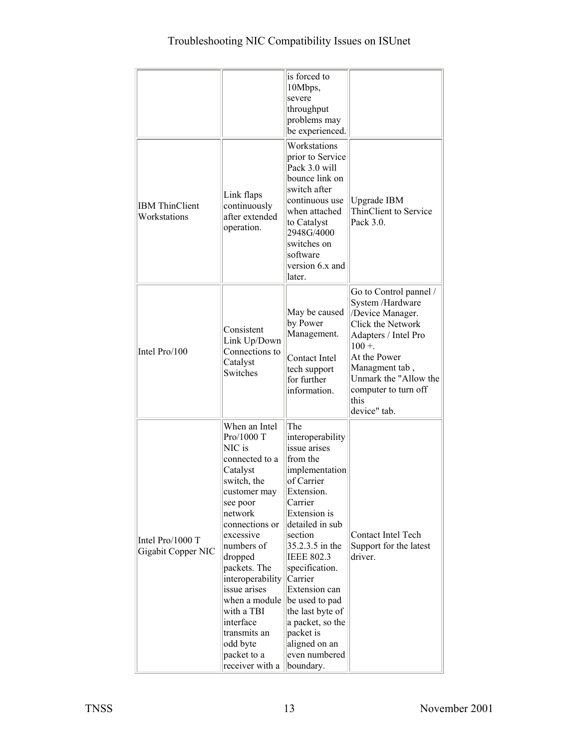| | | | |
|---|---|---|---|
| | | is forced to 10Mbps, severe throughput problems may be experienced. | |
| IBM ThinClient Workstations | Link flaps continuously after extended operation. | Workstations prior to Service Pack 3.0 will bounce link on switch after continuous use when attached to Catalyst 2948G/4000 switches on software version 6.x and later. | Upgrade IBM ThinClient to Service Pack 3.0. |
| Intel Pro/100 | Consistent Link Up/Down Connections to Catalyst Switches | May be caused by Power Management.<br><br>Contact Intel tech support for further information. | Go to Control pannel / System /Hardware /Device Manager. Click the Network Adapters / Intel Pro 100 +.<br>At the Power Managment tab , Unmark the "Allow the computer to turn off this device" tab. |
| Intel Pro/1000 T Gigabit Copper NIC | When an Intel Pro/1000 T NIC is connected to a Catalyst switch, the customer may see poor network connections or excessive numbers of dropped packets. The interoperability issue arises when a module with a TBI interface transmits an odd byte packet to a receiver with a | The interoperability issue arises from the implementation of Carrier Extension. Carrier Extension is detailed in sub section 35.2.3.5 in the IEEE 802.3 specification. Carrier Extension can be used to pad the last byte of a packet, so the packet is aligned on an even numbered boundary. | Contact Intel Tech Support for the latest driver. |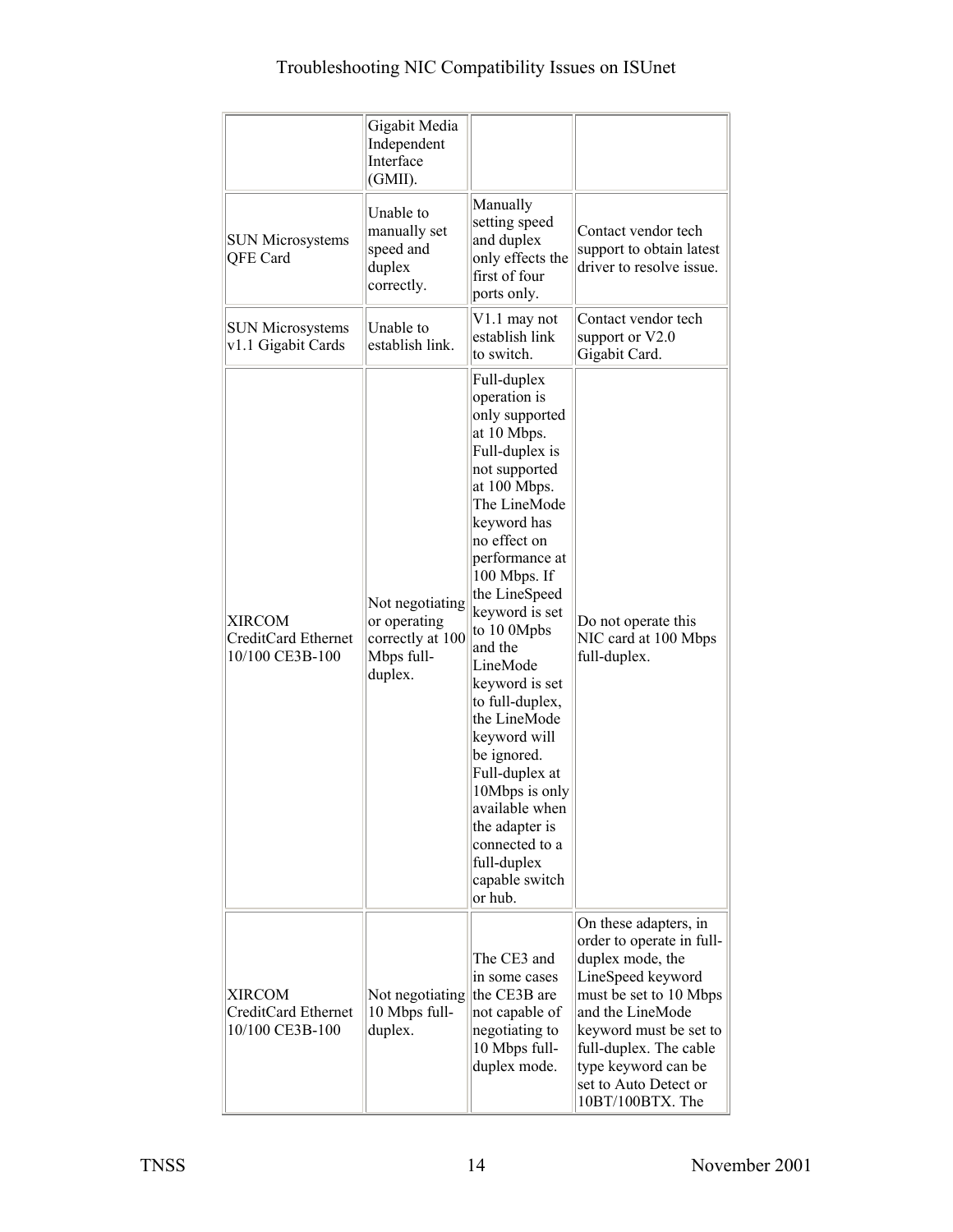| | | | |
|---|---|---|---|
| | Gigabit Media Independent Interface (GMII). | | |
| SUN Microsystems QFE Card | Unable to manually set speed and duplex correctly. | Manually setting speed and duplex only effects the first of four ports only. | Contact vendor tech support to obtain latest driver to resolve issue. |
| SUN Microsystems v1.1 Gigabit Cards | Unable to establish link. | V1.1 may not establish link to switch. | Contact vendor tech support or V2.0 Gigabit Card. |
| XIRCOM CreditCard Ethernet 10/100 CE3B-100 | Not negotiating or operating correctly at 100 Mbps full-duplex. | Full-duplex operation is only supported at 10 Mbps. Full-duplex is not supported at 100 Mbps. The LineMode keyword has no effect on performance at 100 Mbps. If the LineSpeed keyword is set to 10 0Mpbs and the LineMode keyword is set to full-duplex, the LineMode keyword will be ignored. Full-duplex at 10Mbps is only available when the adapter is connected to a full-duplex capable switch or hub. | Do not operate this NIC card at 100 Mbps full-duplex. |
| XIRCOM CreditCard Ethernet 10/100 CE3B-100 | Not negotiating 10 Mbps full-duplex. | The CE3 and in some cases the CE3B are not capable of negotiating to 10 Mbps full-duplex mode. | On these adapters, in order to operate in full-duplex mode, the LineSpeed keyword must be set to 10 Mbps and the LineMode keyword must be set to full-duplex. The cable type keyword can be set to Auto Detect or 10BT/100BTX. The |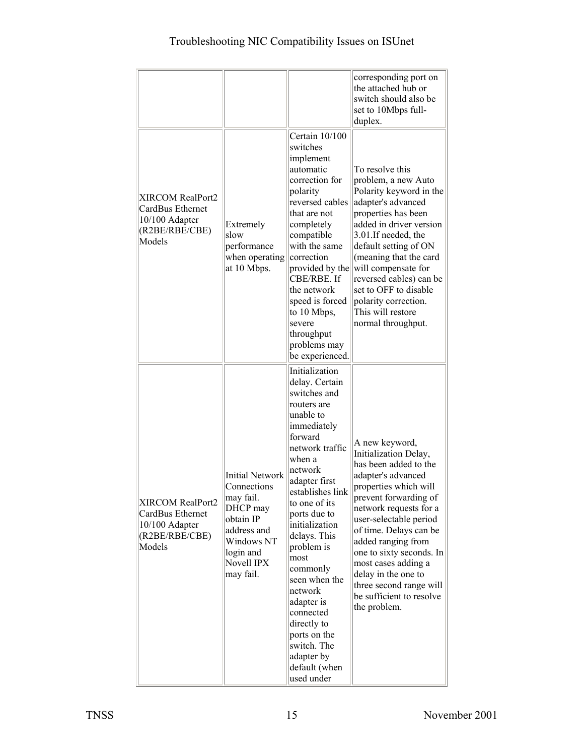| | | | |
|---|---|---|---|
| | | | corresponding port on the attached hub or switch should also be set to 10Mbps full-duplex. |
| XIRCOM RealPort2 CardBus Ethernet 10/100 Adapter (R2BE/RBE/CBE) Models | Extremely slow performance when operating at 10 Mbps. | Certain 10/100 switches implement automatic correction for polarity reversed cables that are not completely compatible with the same correction provided by the CBE/RBE. If the network speed is forced to 10 Mbps, severe throughput problems may be experienced. | To resolve this problem, a new Auto Polarity keyword in the adapter's advanced properties has been added in driver version 3.01.If needed, the default setting of ON (meaning that the card will compensate for reversed cables) can be set to OFF to disable polarity correction. This will restore normal throughput. |
| XIRCOM RealPort2 CardBus Ethernet 10/100 Adapter (R2BE/RBE/CBE) Models | Initial Network Connections may fail. DHCP may obtain IP address and Windows NT login and Novell IPX may fail. | Initialization delay. Certain switches and routers are unable to immediately forward network traffic when a network adapter first establishes link to one of its ports due to initialization delays. This problem is most commonly seen when the network adapter is connected directly to ports on the switch. The adapter by default (when used under | A new keyword, Initialization Delay, has been added to the adapter's advanced properties which will prevent forwarding of network requests for a user-selectable period of time. Delays can be added ranging from one to sixty seconds. In most cases adding a delay in the one to three second range will be sufficient to resolve the problem. |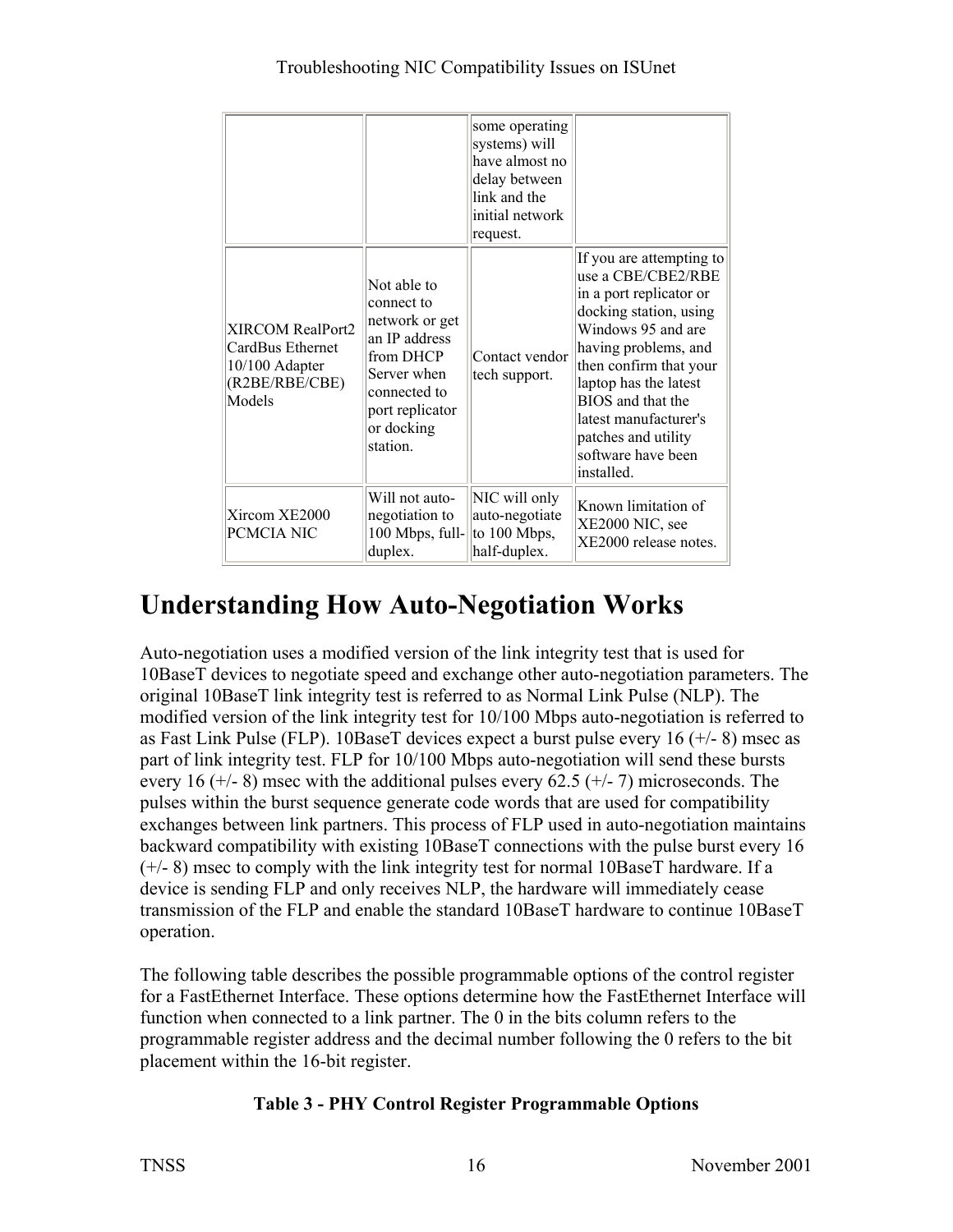| | | some operating systems) will have almost no delay between link and the initial network request. | |
|---|---|---|---|
| XIRCOM RealPort2 CardBus Ethernet 10/100 Adapter (R2BE/RBE/CBE) Models | Not able to connect to network or get an IP address from DHCP Server when connected to port replicator or docking station. | Contact vendor tech support. | If you are attempting to use a CBE/CBE2/RBE in a port replicator or docking station, using Windows 95 and are having problems, and then confirm that your laptop has the latest BIOS and that the latest manufacturer's patches and utility software have been installed. |
| Xircom XE2000 PCMCIA NIC | Will not auto-negotiation to 100 Mbps, full-duplex. | NIC will only auto-negotiate to 100 Mbps, half-duplex. | Known limitation of XE2000 NIC, see XE2000 release notes. |

# Understanding How Auto-Negotiation Works

Auto-negotiation uses a modified version of the link integrity test that is used for 10BaseT devices to negotiate speed and exchange other auto-negotiation parameters. The original 10BaseT link integrity test is referred to as Normal Link Pulse (NLP). The modified version of the link integrity test for 10/100 Mbps auto-negotiation is referred to as Fast Link Pulse (FLP). 10BaseT devices expect a burst pulse every 16 (+/- 8) msec as part of link integrity test. FLP for 10/100 Mbps auto-negotiation will send these bursts every 16 (+/- 8) msec with the additional pulses every 62.5 (+/- 7) microseconds. The pulses within the burst sequence generate code words that are used for compatibility exchanges between link partners. This process of FLP used in auto-negotiation maintains backward compatibility with existing 10BaseT connections with the pulse burst every 16 (+/- 8) msec to comply with the link integrity test for normal 10BaseT hardware. If a device is sending FLP and only receives NLP, the hardware will immediately cease transmission of the FLP and enable the standard 10BaseT hardware to continue 10BaseT operation.

The following table describes the possible programmable options of the control register for a FastEthernet Interface. These options determine how the FastEthernet Interface will function when connected to a link partner. The 0 in the bits column refers to the programmable register address and the decimal number following the 0 refers to the bit placement within the 16-bit register.

**Table 3 - PHY Control Register Programmable Options**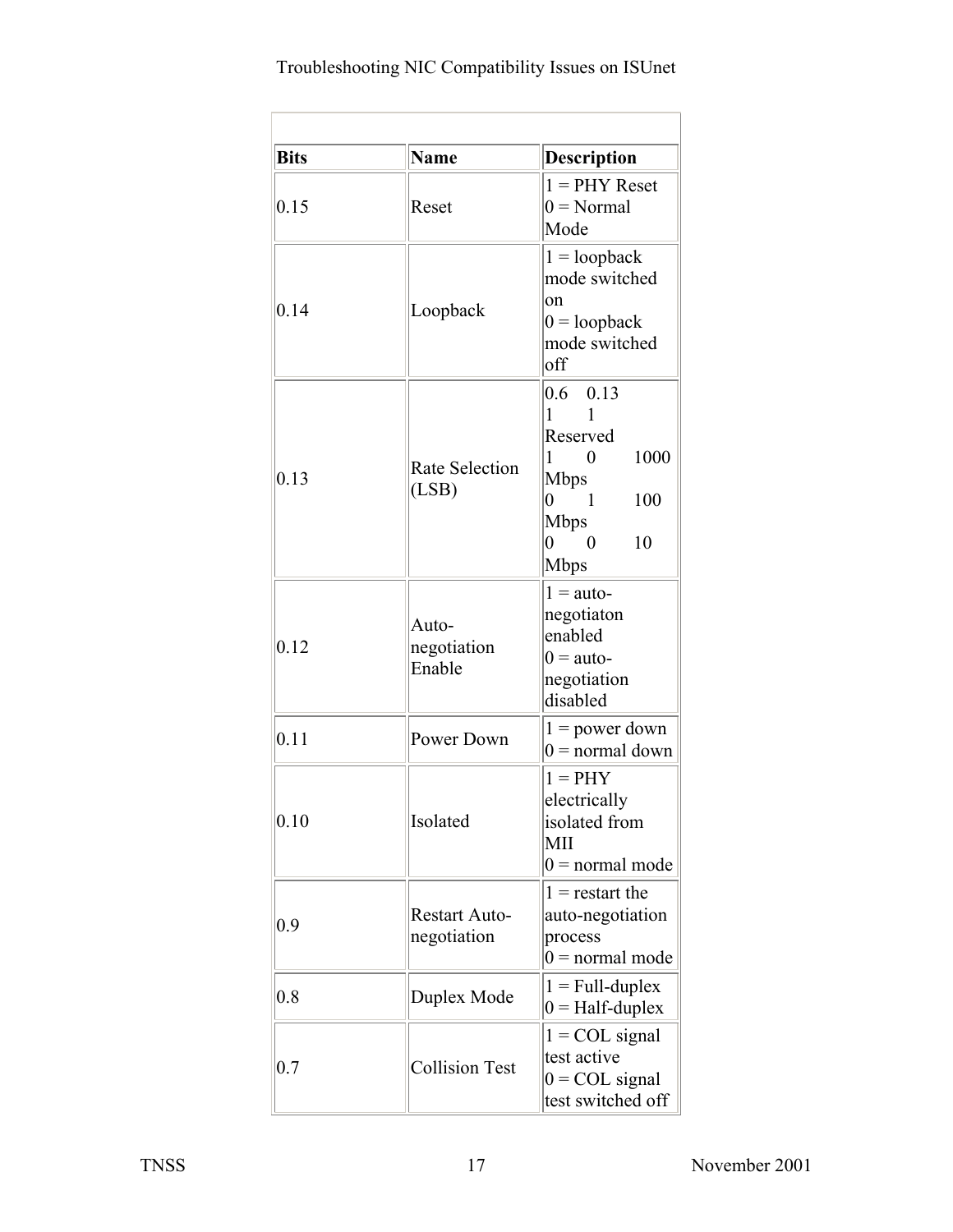| Bits | Name | Description |
|---|---|---|
| 0.15 | Reset | 1 = PHY Reset<br>0 = Normal Mode |
| 0.14 | Loopback | 1 = loopback mode switched on<br>0 = loopback mode switched off |
| 0.13 | Rate Selection (LSB) | 0.6 0.13<br>1 1 Reserved<br>1 0 1000 Mbps<br>0 1 100 Mbps<br>0 0 10 Mbps |
| 0.12 | Auto-negotiation Enable | 1 = auto-negotiaton enabled<br>0 = auto-negotiation disabled |
| 0.11 | Power Down | 1 = power down<br>0 = normal down |
| 0.10 | Isolated | 1 = PHY electrically isolated from MII<br>0 = normal mode |
| 0.9 | Restart Auto-negotiation | 1 = restart the auto-negotiation process<br>0 = normal mode |
| 0.8 | Duplex Mode | 1 = Full-duplex<br>0 = Half-duplex |
| 0.7 | Collision Test | 1 = COL signal test active<br>0 = COL signal test switched off |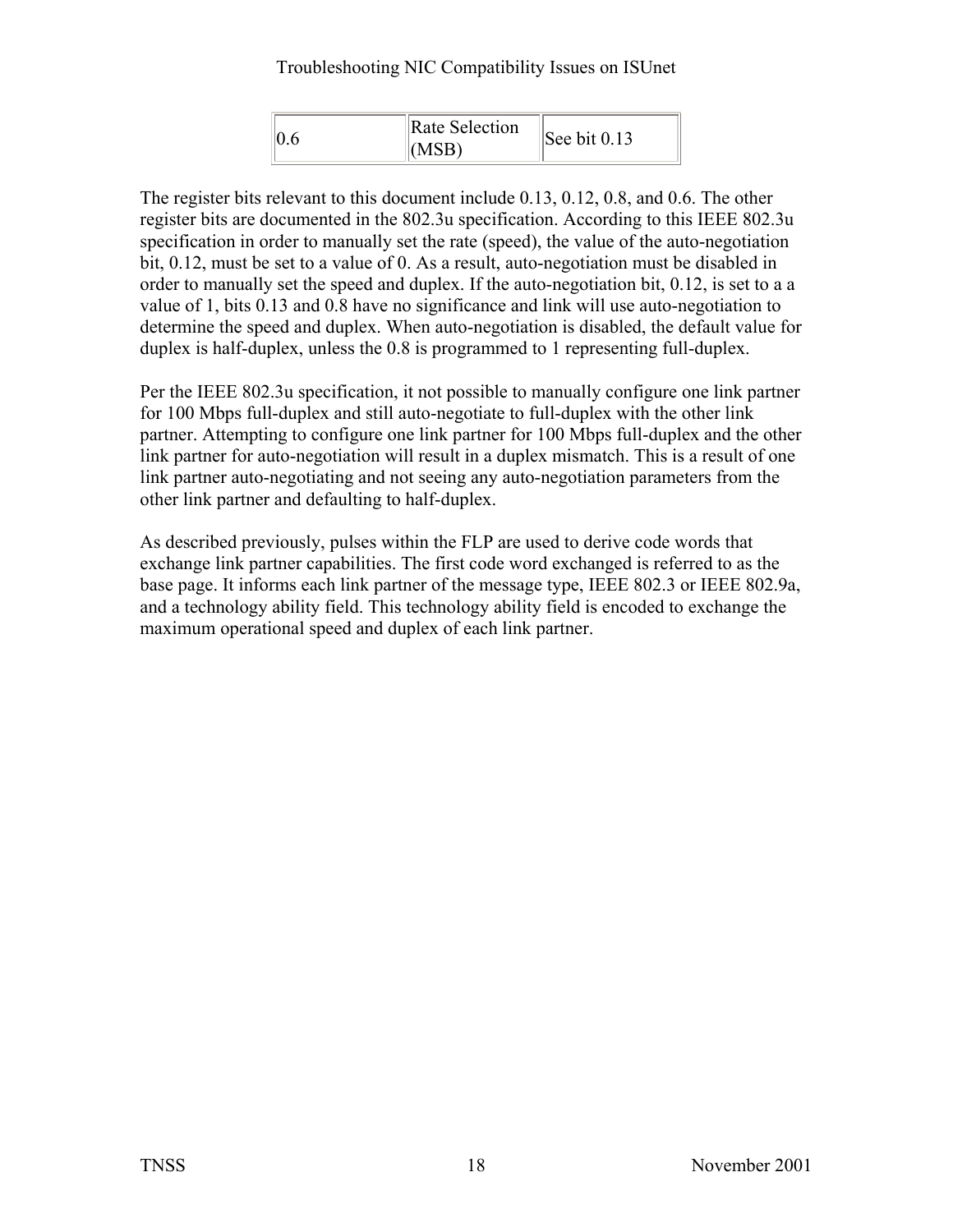| | | |
|---|---|---|
| 0.6 | Rate Selection (MSB) | See bit 0.13 |

The register bits relevant to this document include 0.13, 0.12, 0.8, and 0.6. The other register bits are documented in the 802.3u specification. According to this IEEE 802.3u specification in order to manually set the rate (speed), the value of the auto-negotiation bit, 0.12, must be set to a value of 0. As a result, auto-negotiation must be disabled in order to manually set the speed and duplex. If the auto-negotiation bit, 0.12, is set to a a value of 1, bits 0.13 and 0.8 have no significance and link will use auto-negotiation to determine the speed and duplex. When auto-negotiation is disabled, the default value for duplex is half-duplex, unless the 0.8 is programmed to 1 representing full-duplex.

Per the IEEE 802.3u specification, it not possible to manually configure one link partner for 100 Mbps full-duplex and still auto-negotiate to full-duplex with the other link partner. Attempting to configure one link partner for 100 Mbps full-duplex and the other link partner for auto-negotiation will result in a duplex mismatch. This is a result of one link partner auto-negotiating and not seeing any auto-negotiation parameters from the other link partner and defaulting to half-duplex.

As described previously, pulses within the FLP are used to derive code words that exchange link partner capabilities. The first code word exchanged is referred to as the base page. It informs each link partner of the message type, IEEE 802.3 or IEEE 802.9a, and a technology ability field. This technology ability field is encoded to exchange the maximum operational speed and duplex of each link partner.